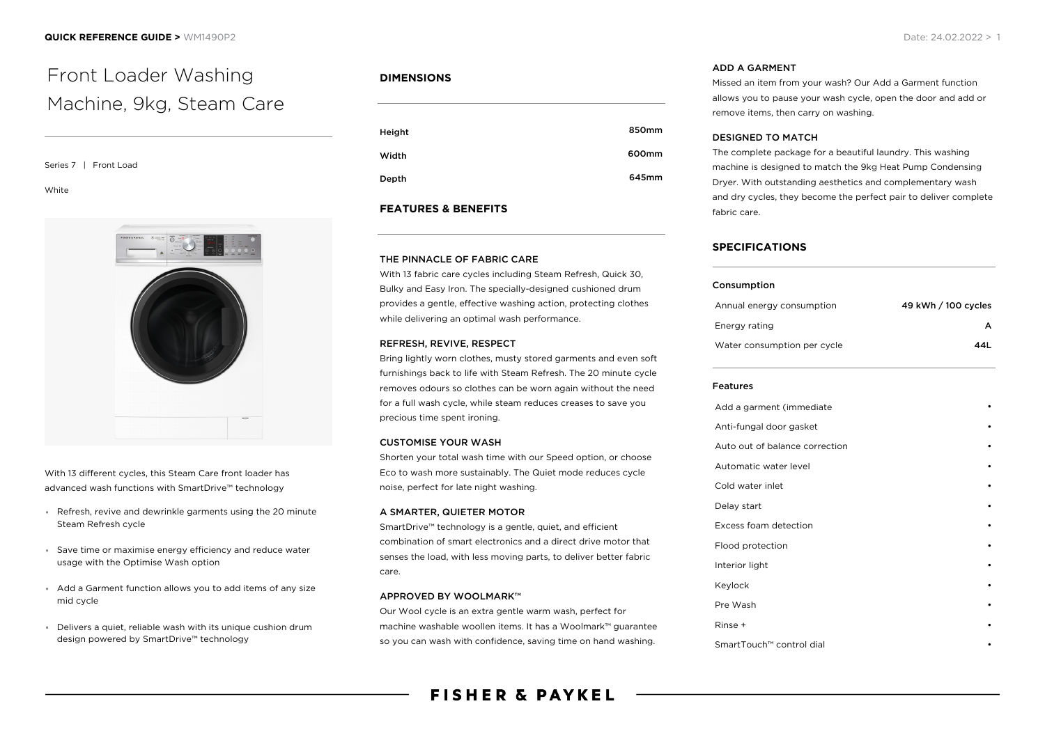# Front Loader Washing Machine, 9kg, Steam Care

Series 7 | Front Load

White

With 13 different cycles, this Steam Care front loader has advanced wash functions with SmartDrive™ technology

- Refresh, revive and dewrinkle garments using the 20 minute Steam Refresh cycle
- Save time or maximise energy efficiency and reduce water usage with the Optimise Wash option
- Add a Garment function allows you to add items of any size mid cycle
- Delivers a quiet, reliable wash with its unique cushion drum design powered by SmartDrive™ technology

## DIMENSIONS

| | |
|---|---|
| Height | 850mm |
| Width | 600mm |
| Depth | 645mm |

## FEATURES & BENEFITS

### THE PINNACLE OF FABRIC CARE

With 13 fabric care cycles including Steam Refresh, Quick 30, Bulky and Easy Iron. The specially-designed cushioned drum provides a gentle, effective washing action, protecting clothes while delivering an optimal wash performance.

### REFRESH, REVIVE, RESPECT

Bring lightly worn clothes, musty stored garments and even soft furnishings back to life with Steam Refresh. The 20 minute cycle removes odours so clothes can be worn again without the need for a full wash cycle, while steam reduces creases to save you precious time spent ironing.

### CUSTOMISE YOUR WASH

Shorten your total wash time with our Speed option, or choose Eco to wash more sustainably. The Quiet mode reduces cycle noise, perfect for late night washing.

### A SMARTER, QUIETER MOTOR

SmartDrive™ technology is a gentle, quiet, and efficient combination of smart electronics and a direct drive motor that senses the load, with less moving parts, to deliver better fabric care.

### APPROVED BY WOOLMARK™

Our Wool cycle is an extra gentle warm wash, perfect for machine washable woollen items. It has a Woolmark™ guarantee so you can wash with confidence, saving time on hand washing.

### ADD A GARMENT

Missed an item from your wash? Our Add a Garment function allows you to pause your wash cycle, open the door and add or remove items, then carry on washing.

### DESIGNED TO MATCH

The complete package for a beautiful laundry. This washing machine is designed to match the 9kg Heat Pump Condensing Dryer. With outstanding aesthetics and complementary wash and dry cycles, they become the perfect pair to deliver complete fabric care.

## SPECIFICATIONS

### Consumption

| | |
|---|---|
| Annual energy consumption | 49 kWh / 100 cycles |
| Energy rating | A |
| Water consumption per cycle | 44L |

### Features

| | |
|---|---|
| Add a garment (immediate | • |
| Anti-fungal door gasket | • |
| Auto out of balance correction | • |
| Automatic water level | • |
| Cold water inlet | • |
| Delay start | • |
| Excess foam detection | • |
| Flood protection | • |
| Interior light | • |
| Keylock | • |
| Pre Wash | • |
| Rinse + | • |
| SmartTouch™ control dial | • |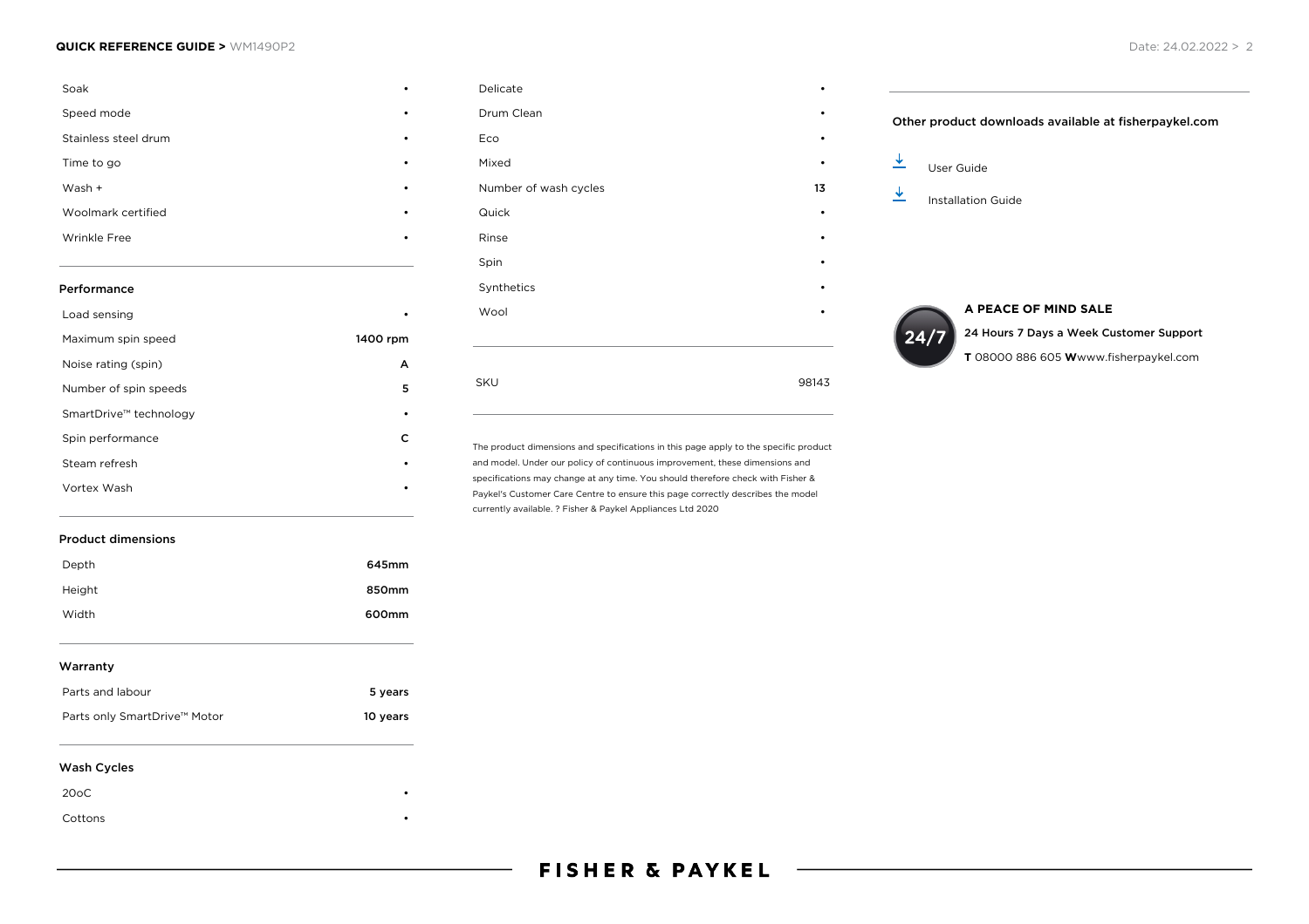| | |
|---|---|
| Soak | • |
| Speed mode | • |
| Stainless steel drum | • |
| Time to go | • |
| Wash + | • |
| Woolmark certified | • |
| Wrinkle Free | • |

## Performance

| | |
|---|---|
| Load sensing | • |
| Maximum spin speed | 1400 rpm |
| Noise rating (spin) | A |
| Number of spin speeds | 5 |
| SmartDrive™ technology | • |
| Spin performance | C |
| Steam refresh | • |
| Vortex Wash | • |

## Product dimensions

| | |
|---|---|
| Depth | 645mm |
| Height | 850mm |
| Width | 600mm |

## Warranty

| | |
|---|---|
| Parts and labour | 5 years |
| Parts only SmartDrive™ Motor | 10 years |

## Wash Cycles

| | |
|---|---|
| 20oC | • |
| Cottons | • |
| Delicate | • |
| Drum Clean | • |
| Eco | • |
| Mixed | • |
| Number of wash cycles | 13 |
| Quick | • |
| Rinse | • |
| Spin | • |
| Synthetics | • |
| Wool | • |

| | |
|---|---|
| SKU | 98143 |

The product dimensions and specifications in this page apply to the specific product and model. Under our policy of continuous improvement, these dimensions and specifications may change at any time. You should therefore check with Fisher & Paykel's Customer Care Centre to ensure this page correctly describes the model currently available. ? Fisher & Paykel Appliances Ltd 2020

Other product downloads available at fisherpaykel.com

- User Guide
- Installation Guide

24/7

**A PEACE OF MIND SALE**

**24 Hours 7 Days a Week Customer Support**

**T** 08000 886 605 **W**www.fisherpaykel.com

FISHER & PAYKEL